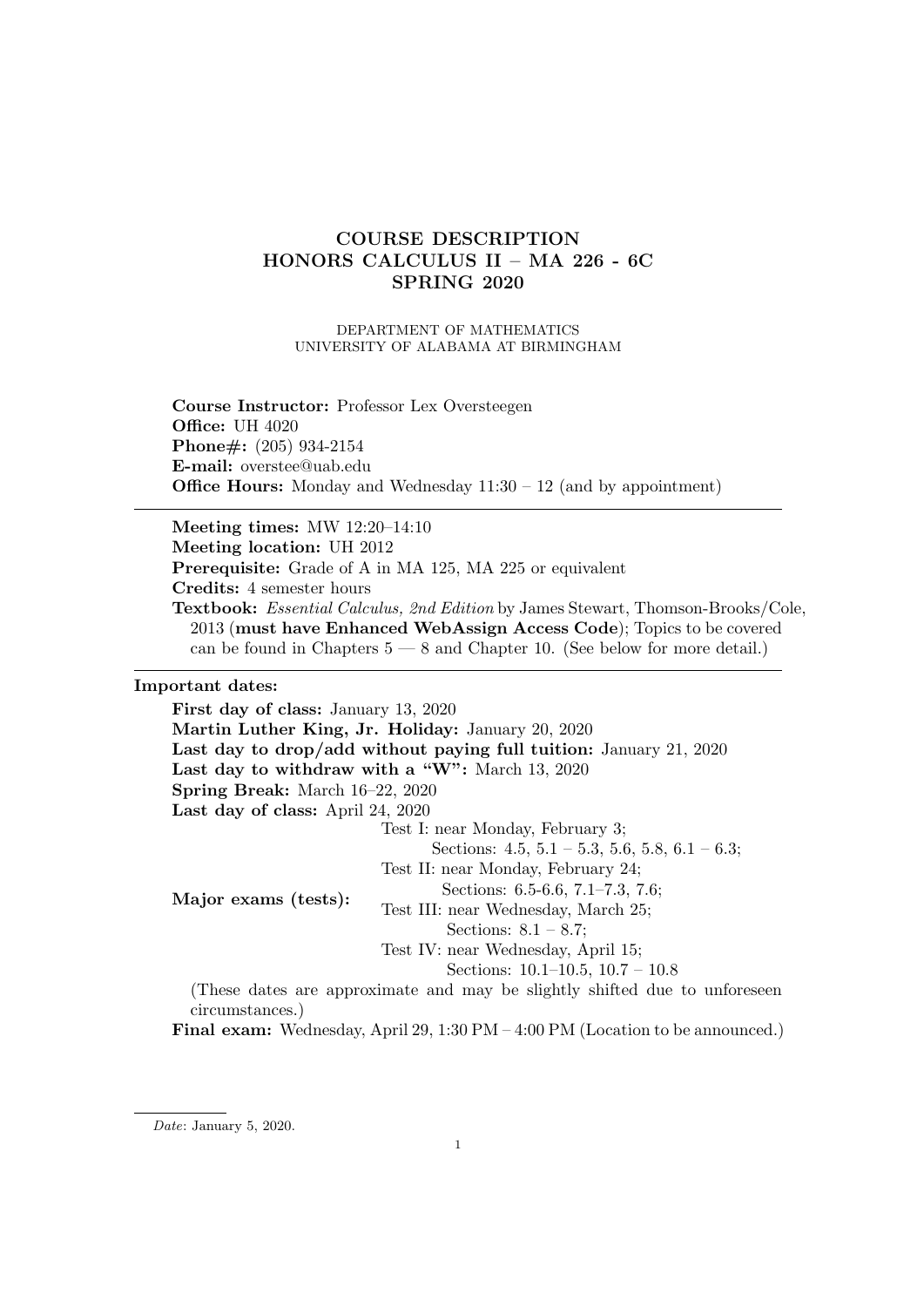# COURSE DESCRIPTION
# HONORS CALCULUS II – MA 226 - 6C
# SPRING 2020

DEPARTMENT OF MATHEMATICS
UNIVERSITY OF ALABAMA AT BIRMINGHAM

**Course Instructor:** Professor Lex Oversteegen
**Office:** UH 4020
**Phone#:** (205) 934-2154
**E-mail:** overstee@uab.edu
**Office Hours:** Monday and Wednesday 11:30 – 12 (and by appointment)

---

**Meeting times:** MW 12:20–14:10
**Meeting location:** UH 2012
**Prerequisite:** Grade of A in MA 125, MA 225 or equivalent
**Credits:** 4 semester hours
**Textbook:** *Essential Calculus, 2nd Edition* by James Stewart, Thomson-Brooks/Cole, 2013 (**must have Enhanced WebAssign Access Code**); Topics to be covered can be found in Chapters 5 — 8 and Chapter 10. (See below for more detail.)

---

**Important dates:**

**First day of class:** January 13, 2020
**Martin Luther King, Jr. Holiday:** January 20, 2020
**Last day to drop/add without paying full tuition:** January 21, 2020
**Last day to withdraw with a "W":** March 13, 2020
**Spring Break:** March 16–22, 2020
**Last day of class:** April 24, 2020

**Major exams (tests):**
- Test I: near Monday, February 3; Sections: 4.5, 5.1 – 5.3, 5.6, 5.8, 6.1 – 6.3;
- Test II: near Monday, February 24; Sections: 6.5-6.6, 7.1–7.3, 7.6;
- Test III: near Wednesday, March 25; Sections: 8.1 – 8.7;
- Test IV: near Wednesday, April 15; Sections: 10.1–10.5, 10.7 – 10.8

(These dates are approximate and may be slightly shifted due to unforeseen circumstances.)

**Final exam:** Wednesday, April 29, 1:30 PM – 4:00 PM (Location to be announced.)

*Date*: January 5, 2020.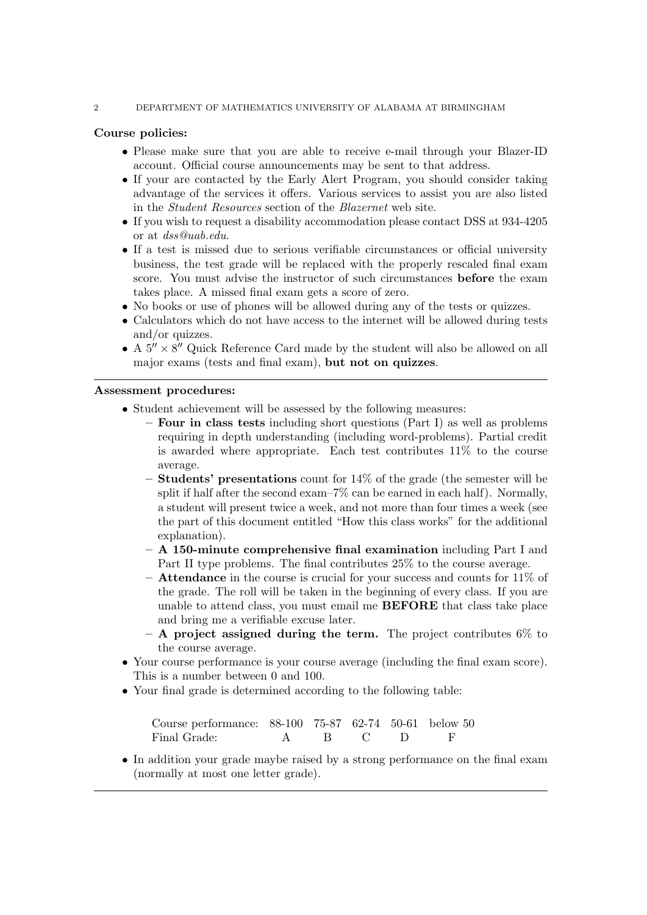**Course policies:**

- Please make sure that you are able to receive e-mail through your Blazer-ID account. Official course announcements may be sent to that address.
- If your are contacted by the Early Alert Program, you should consider taking advantage of the services it offers. Various services to assist you are also listed in the *Student Resources* section of the *Blazernet* web site.
- If you wish to request a disability accommodation please contact DSS at 934-4205 or at *dss@uab.edu*.
- If a test is missed due to serious verifiable circumstances or official university business, the test grade will be replaced with the properly rescaled final exam score. You must advise the instructor of such circumstances **before** the exam takes place. A missed final exam gets a score of zero.
- No books or use of phones will be allowed during any of the tests or quizzes.
- Calculators which do not have access to the internet will be allowed during tests and/or quizzes.
- A $5'' \times 8''$ Quick Reference Card made by the student will also be allowed on all major exams (tests and final exam), **but not on quizzes**.

---

**Assessment procedures:**

- Student achievement will be assessed by the following measures:
  - **Four in class tests** including short questions (Part I) as well as problems requiring in depth understanding (including word-problems). Partial credit is awarded where appropriate. Each test contributes 11% to the course average.
  - **Students' presentations** count for 14% of the grade (the semester will be split if half after the second exam–7% can be earned in each half). Normally, a student will present twice a week, and not more than four times a week (see the part of this document entitled "How this class works" for the additional explanation).
  - **A 150-minute comprehensive final examination** including Part I and Part II type problems. The final contributes 25% to the course average.
  - **Attendance** in the course is crucial for your success and counts for 11% of the grade. The roll will be taken in the beginning of every class. If you are unable to attend class, you must email me **BEFORE** that class take place and bring me a verifiable excuse later.
  - **A project assigned during the term.** The project contributes 6% to the course average.
- Your course performance is your course average (including the final exam score). This is a number between 0 and 100.
- Your final grade is determined according to the following table:

| Course performance: | 88-100 | 75-87 | 62-74 | 50-61 | below 50 |
|---|---|---|---|---|---|
| Final Grade: | A | B | C | D | F |

- In addition your grade maybe raised by a strong performance on the final exam (normally at most one letter grade).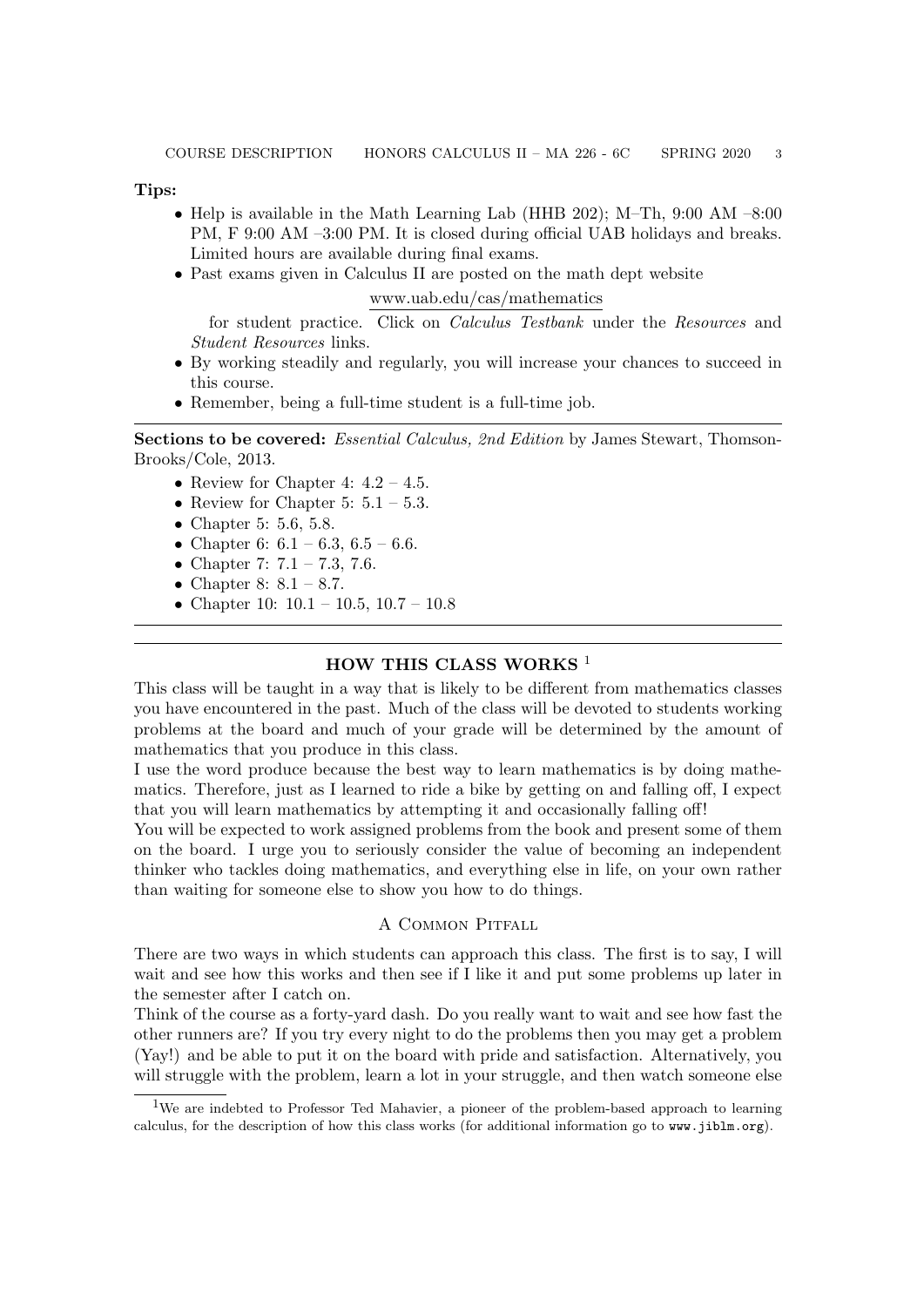**Tips:**

- Help is available in the Math Learning Lab (HHB 202); M–Th, 9:00 AM –8:00 PM, F 9:00 AM –3:00 PM. It is closed during official UAB holidays and breaks. Limited hours are available during final exams.
- Past exams given in Calculus II are posted on the math dept website

  www.uab.edu/cas/mathematics

  for student practice. Click on *Calculus Testbank* under the *Resources* and *Student Resources* links.
- By working steadily and regularly, you will increase your chances to succeed in this course.
- Remember, being a full-time student is a full-time job.

---

**Sections to be covered:** *Essential Calculus, 2nd Edition* by James Stewart, Thomson-Brooks/Cole, 2013.

- Review for Chapter 4: 4.2 – 4.5.
- Review for Chapter 5: 5.1 – 5.3.
- Chapter 5: 5.6, 5.8.
- Chapter 6: 6.1 – 6.3, 6.5 – 6.6.
- Chapter 7: 7.1 – 7.3, 7.6.
- Chapter 8: 8.1 – 8.7.
- Chapter 10: 10.1 – 10.5, 10.7 – 10.8

---

## HOW THIS CLASS WORKS [1]

This class will be taught in a way that is likely to be different from mathematics classes you have encountered in the past. Much of the class will be devoted to students working problems at the board and much of your grade will be determined by the amount of mathematics that you produce in this class.

I use the word produce because the best way to learn mathematics is by doing mathematics. Therefore, just as I learned to ride a bike by getting on and falling off, I expect that you will learn mathematics by attempting it and occasionally falling off!

You will be expected to work assigned problems from the book and present some of them on the board. I urge you to seriously consider the value of becoming an independent thinker who tackles doing mathematics, and everything else in life, on your own rather than waiting for someone else to show you how to do things.

### A Common Pitfall

There are two ways in which students can approach this class. The first is to say, I will wait and see how this works and then see if I like it and put some problems up later in the semester after I catch on.

Think of the course as a forty-yard dash. Do you really want to wait and see how fast the other runners are? If you try every night to do the problems then you may get a problem (Yay!) and be able to put it on the board with pride and satisfaction. Alternatively, you will struggle with the problem, learn a lot in your struggle, and then watch someone else

---

[1] We are indebted to Professor Ted Mahavier, a pioneer of the problem-based approach to learning calculus, for the description of how this class works (for additional information go to `www.jiblm.org`).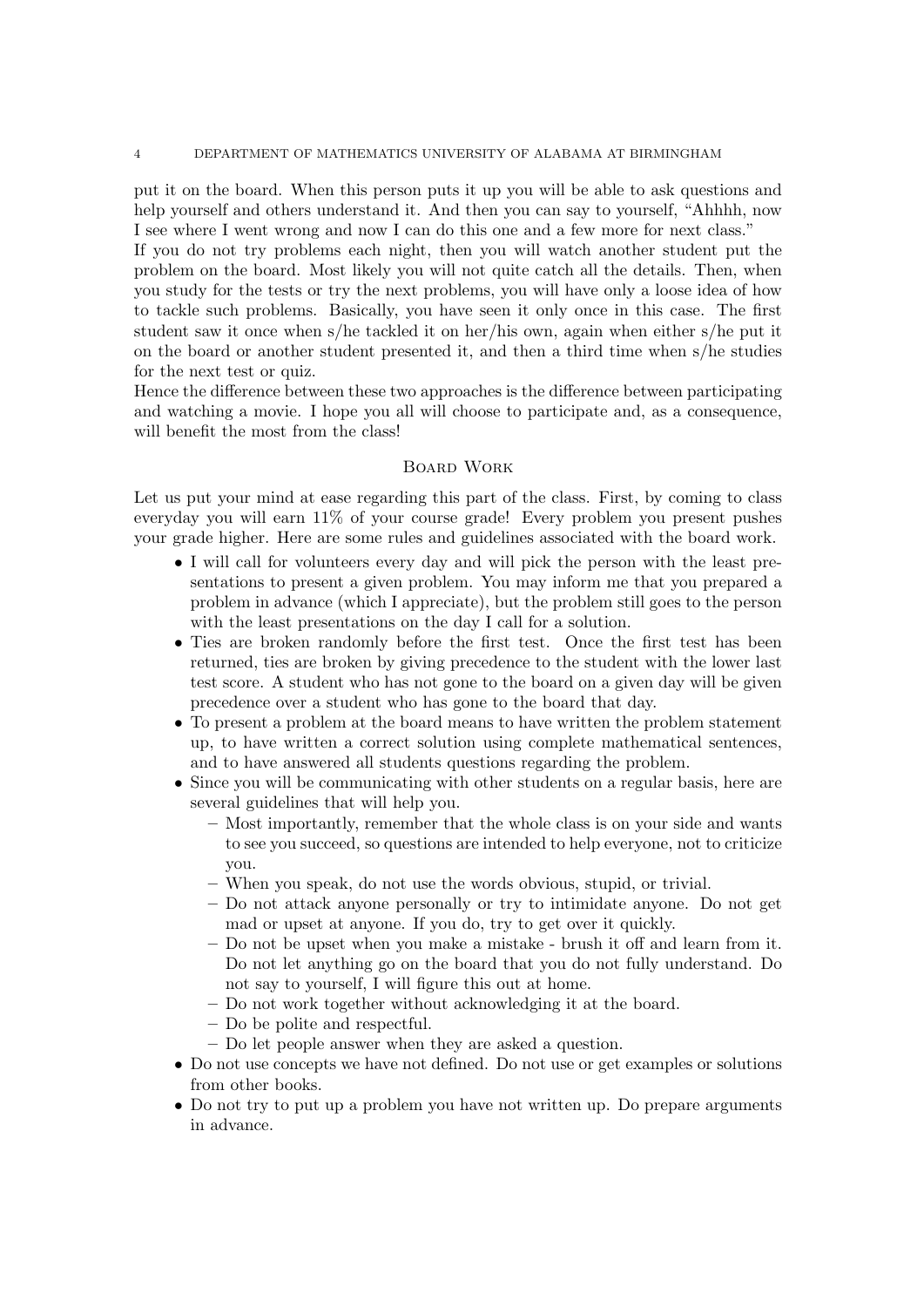put it on the board. When this person puts it up you will be able to ask questions and help yourself and others understand it. And then you can say to yourself, "Ahhhh, now I see where I went wrong and now I can do this one and a few more for next class."

If you do not try problems each night, then you will watch another student put the problem on the board. Most likely you will not quite catch all the details. Then, when you study for the tests or try the next problems, you will have only a loose idea of how to tackle such problems. Basically, you have seen it only once in this case. The first student saw it once when s/he tackled it on her/his own, again when either s/he put it on the board or another student presented it, and then a third time when s/he studies for the next test or quiz.

Hence the difference between these two approaches is the difference between participating and watching a movie. I hope you all will choose to participate and, as a consequence, will benefit the most from the class!

## Board Work

Let us put your mind at ease regarding this part of the class. First, by coming to class everyday you will earn 11% of your course grade! Every problem you present pushes your grade higher. Here are some rules and guidelines associated with the board work.

- I will call for volunteers every day and will pick the person with the least presentations to present a given problem. You may inform me that you prepared a problem in advance (which I appreciate), but the problem still goes to the person with the least presentations on the day I call for a solution.
- Ties are broken randomly before the first test. Once the first test has been returned, ties are broken by giving precedence to the student with the lower last test score. A student who has not gone to the board on a given day will be given precedence over a student who has gone to the board that day.
- To present a problem at the board means to have written the problem statement up, to have written a correct solution using complete mathematical sentences, and to have answered all students questions regarding the problem.
- Since you will be communicating with other students on a regular basis, here are several guidelines that will help you.
  - Most importantly, remember that the whole class is on your side and wants to see you succeed, so questions are intended to help everyone, not to criticize you.
  - When you speak, do not use the words obvious, stupid, or trivial.
  - Do not attack anyone personally or try to intimidate anyone. Do not get mad or upset at anyone. If you do, try to get over it quickly.
  - Do not be upset when you make a mistake - brush it off and learn from it. Do not let anything go on the board that you do not fully understand. Do not say to yourself, I will figure this out at home.
  - Do not work together without acknowledging it at the board.
  - Do be polite and respectful.
  - Do let people answer when they are asked a question.
- Do not use concepts we have not defined. Do not use or get examples or solutions from other books.
- Do not try to put up a problem you have not written up. Do prepare arguments in advance.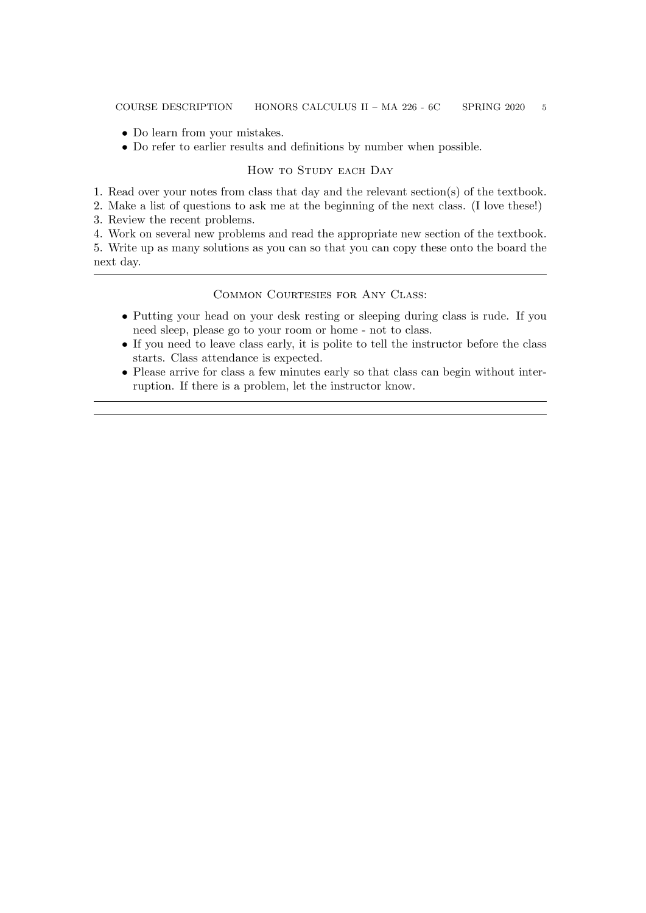- Do learn from your mistakes.
- Do refer to earlier results and definitions by number when possible.

## How to Study each Day

1. Read over your notes from class that day and the relevant section(s) of the textbook.
2. Make a list of questions to ask me at the beginning of the next class. (I love these!)
3. Review the recent problems.
4. Work on several new problems and read the appropriate new section of the textbook.
5. Write up as many solutions as you can so that you can copy these onto the board the next day.

---

## Common Courtesies for Any Class:

- Putting your head on your desk resting or sleeping during class is rude. If you need sleep, please go to your room or home - not to class.
- If you need to leave class early, it is polite to tell the instructor before the class starts. Class attendance is expected.
- Please arrive for class a few minutes early so that class can begin without interruption. If there is a problem, let the instructor know.

---